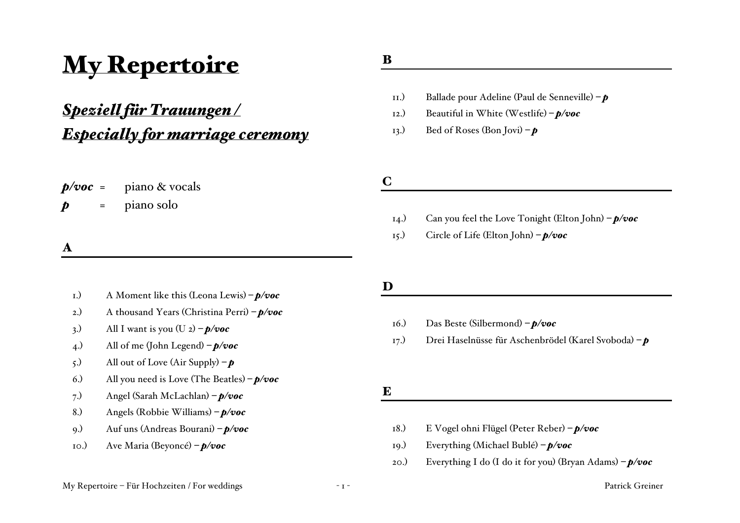# My Repertoire

## *Speziell für Trauungen / Especially for marriage ceremony*

***p/voc*** = piano & vocals
***p*** = piano solo

### A

1.) A Moment like this (Leona Lewis) – ***p/voc***
2.) A thousand Years (Christina Perri) – ***p/voc***
3.) All I want is you (U 2) – ***p/voc***
4.) All of me (John Legend) – ***p/voc***
5.) All out of Love (Air Supply) – ***p***
6.) All you need is Love (The Beatles) – ***p/voc***
7.) Angel (Sarah McLachlan) – ***p/voc***
8.) Angels (Robbie Williams) – ***p/voc***
9.) Auf uns (Andreas Bourani) – ***p/voc***
10.) Ave Maria (Beyoncé) – ***p/voc***

### B

11.) Ballade pour Adeline (Paul de Senneville) – ***p***
12.) Beautiful in White (Westlife) – ***p/voc***
13.) Bed of Roses (Bon Jovi) – ***p***

### C

14.) Can you feel the Love Tonight (Elton John) – ***p/voc***
15.) Circle of Life (Elton John) – ***p/voc***

### D

16.) Das Beste (Silbermond) – ***p/voc***
17.) Drei Haselnüsse für Aschenbrödel (Karel Svoboda) – ***p***

### E

18.) E Vogel ohni Flügel (Peter Reber) – ***p/voc***
19.) Everything (Michael Bublé) – ***p/voc***
20.) Everything I do (I do it for you) (Bryan Adams) – ***p/voc***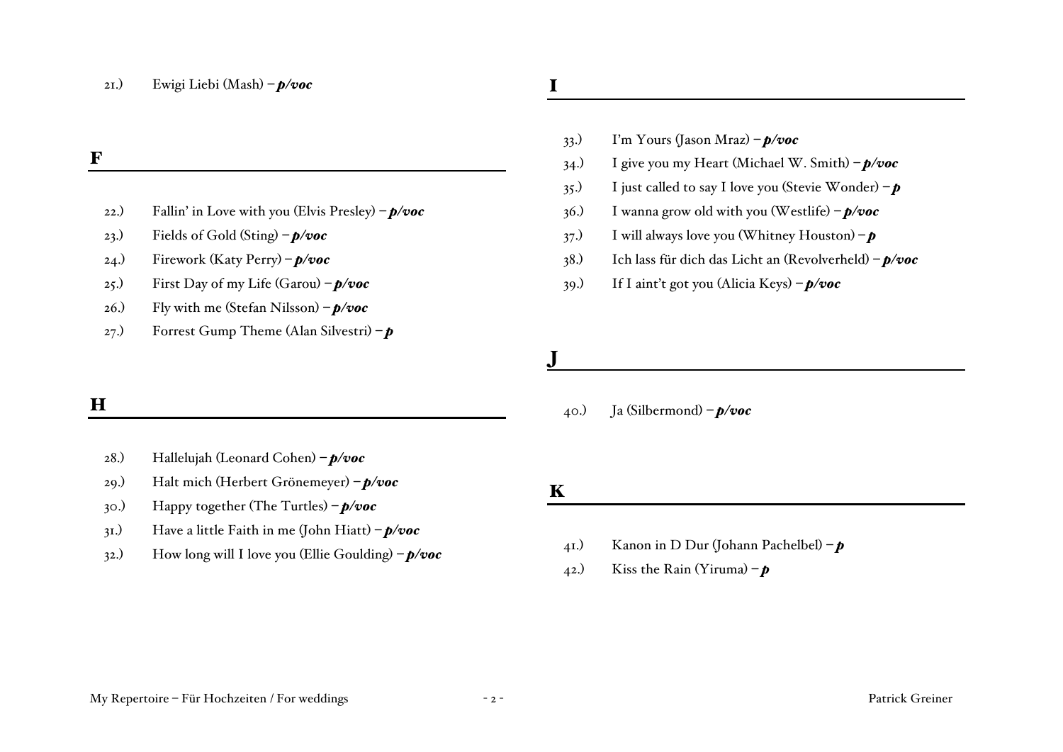21.) Ewigi Liebi (Mash) – ***p/voc***

## F

22.) Fallin' in Love with you (Elvis Presley) – ***p/voc***

23.) Fields of Gold (Sting) – ***p/voc***

24.) Firework (Katy Perry) – ***p/voc***

25.) First Day of my Life (Garou) – ***p/voc***

26.) Fly with me (Stefan Nilsson) – ***p/voc***

27.) Forrest Gump Theme (Alan Silvestri) – ***p***

## H

28.) Hallelujah (Leonard Cohen) – ***p/voc***

29.) Halt mich (Herbert Grönemeyer) – ***p/voc***

30.) Happy together (The Turtles) – ***p/voc***

31.) Have a little Faith in me (John Hiatt) – ***p/voc***

32.) How long will I love you (Ellie Goulding) – ***p/voc***

## I

33.) I'm Yours (Jason Mraz) – ***p/voc***

34.) I give you my Heart (Michael W. Smith) – ***p/voc***

35.) I just called to say I love you (Stevie Wonder) – ***p***

36.) I wanna grow old with you (Westlife) – ***p/voc***

37.) I will always love you (Whitney Houston) – ***p***

38.) Ich lass für dich das Licht an (Revolverheld) – ***p/voc***

39.) If I aint't got you (Alicia Keys) – ***p/voc***

## J

40.) Ja (Silbermond) – ***p/voc***

## K

41.) Kanon in D Dur (Johann Pachelbel) – ***p***

42.) Kiss the Rain (Yiruma) – ***p***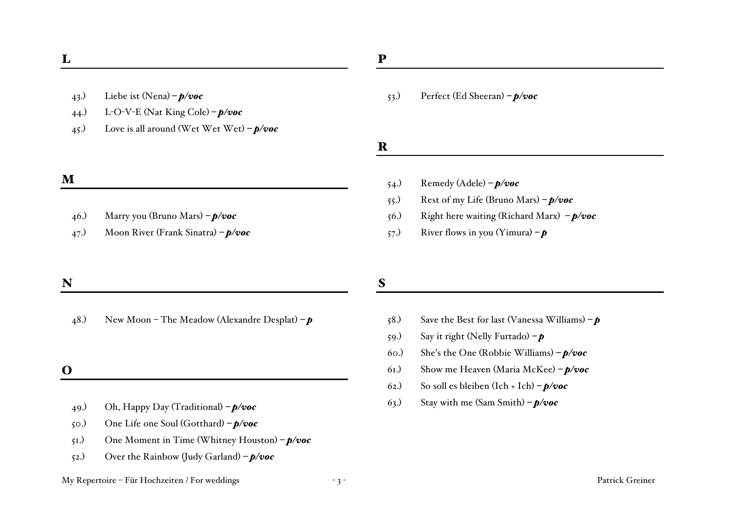## L

43.) Liebe ist (Nena) – ***p/voc***

44.) L-O-V-E (Nat King Cole) – ***p/voc***

45.) Love is all around (Wet Wet Wet) – ***p/voc***

## M

46.) Marry you (Bruno Mars) – ***p/voc***

47.) Moon River (Frank Sinatra) – ***p/voc***

## N

48.) New Moon – The Meadow (Alexandre Desplat) – ***p***

## O

49.) Oh, Happy Day (Traditional) – ***p/voc***

50.) One Life one Soul (Gotthard) – ***p/voc***

51.) One Moment in Time (Whitney Houston) – ***p/voc***

52.) Over the Rainbow (Judy Garland) – ***p/voc***

## P

53.) Perfect (Ed Sheeran) – ***p/voc***

## R

54.) Remedy (Adele) – ***p/voc***

55.) Rest of my Life (Bruno Mars) – ***p/voc***

56.) Right here waiting (Richard Marx) – ***p/voc***

57.) River flows in you (Yimura) – ***p***

## S

58.) Save the Best for last (Vanessa Williams) – ***p***

59.) Say it right (Nelly Furtado) – ***p***

60.) She's the One (Robbie Williams) – ***p/voc***

61.) Show me Heaven (Maria McKee) – ***p/voc***

62.) So soll es bleiben (Ich + Ich) – ***p/voc***

63.) Stay with me (Sam Smith) – ***p/voc***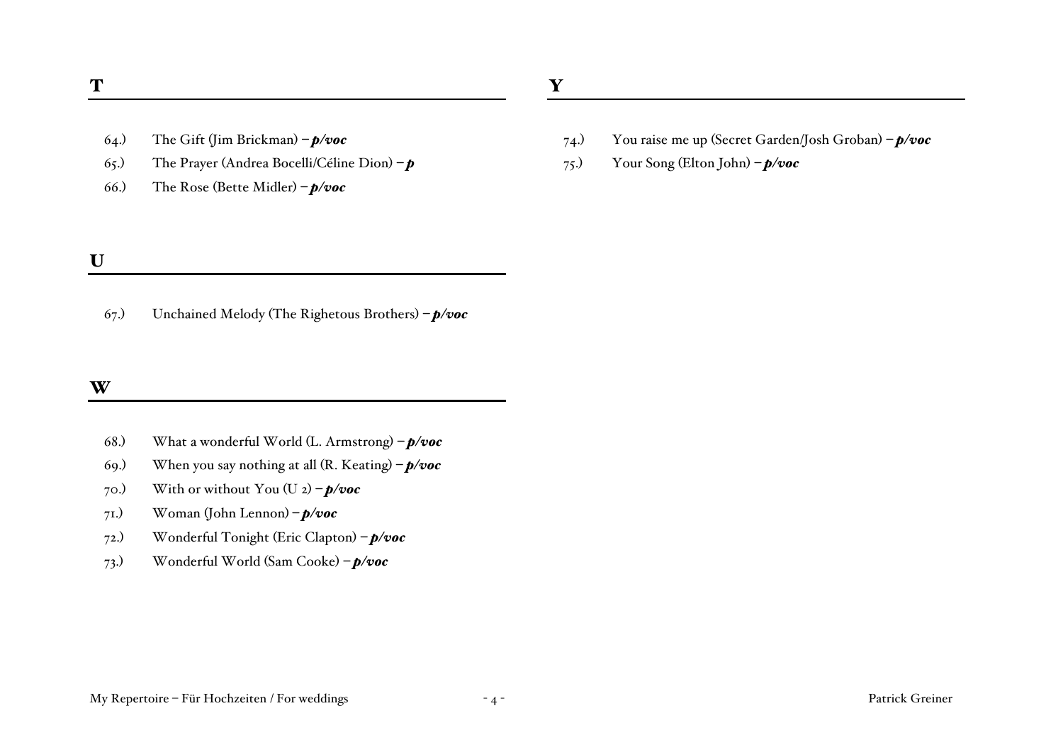## T

64.) The Gift (Jim Brickman) – ***p/voc***

65.) The Prayer (Andrea Bocelli/Céline Dion) – ***p***

66.) The Rose (Bette Midler) – ***p/voc***

## U

67.) Unchained Melody (The Righetous Brothers) – ***p/voc***

## W

68.) What a wonderful World (L. Armstrong) – ***p/voc***

69.) When you say nothing at all (R. Keating) – ***p/voc***

70.) With or without You (U 2) – ***p/voc***

71.) Woman (John Lennon) – ***p/voc***

72.) Wonderful Tonight (Eric Clapton) – ***p/voc***

73.) Wonderful World (Sam Cooke) – ***p/voc***

## Y

74.) You raise me up (Secret Garden/Josh Groban) – ***p/voc***

75.) Your Song (Elton John) – ***p/voc***